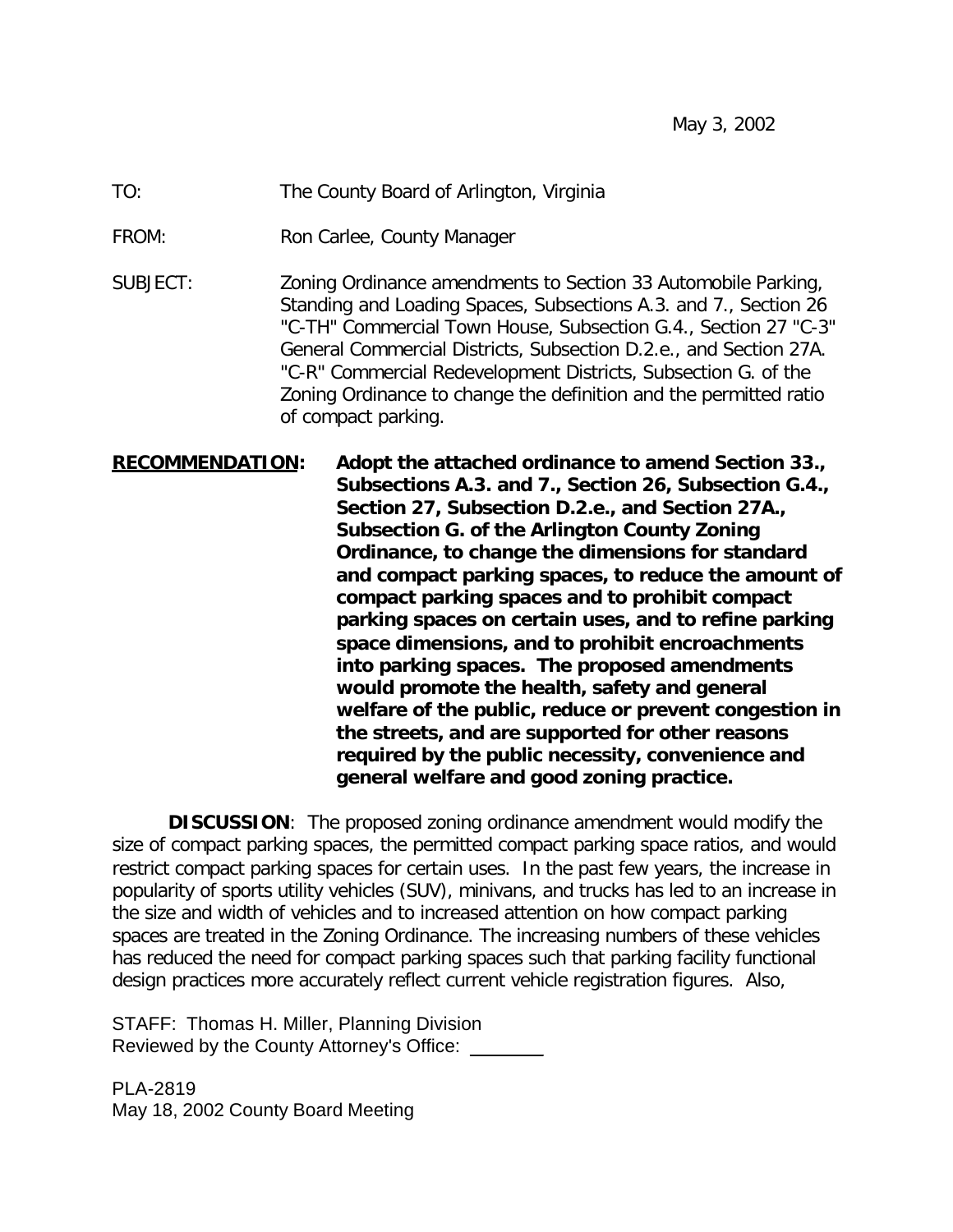May 3, 2002

TO: The County Board of Arlington, Virginia

FROM: Ron Carlee, County Manager

SUBJECT: Zoning Ordinance amendments to Section 33 Automobile Parking, Standing and Loading Spaces, Subsections A.3. and 7., Section 26 "C-TH" Commercial Town House, Subsection G.4., Section 27 "C-3" General Commercial Districts, Subsection D.2.e., and Section 27A. "C-R" Commercial Redevelopment Districts, Subsection G. of the Zoning Ordinance to change the definition and the permitted ratio of compact parking.

**<u>RECOMMENDATION</u>: Adopt the attached ordinance to amend Section 33., Subsections A.3. and 7., Section 26, Subsection G.4., Section 27, Subsection D.2.e., and Section 27A., Subsection G. of the Arlington County Zoning Ordinance, to change the dimensions for standard and compact parking spaces, to reduce the amount of compact parking spaces and to prohibit compact parking spaces on certain uses, and to refine parking space dimensions, and to prohibit encroachments into parking spaces. The proposed amendments would promote the health, safety and general welfare of the public, reduce or prevent congestion in the streets, and are supported for other reasons required by the public necessity, convenience and general welfare and good zoning practice.**

**DISCUSSION**: The proposed zoning ordinance amendment would modify the size of compact parking spaces, the permitted compact parking space ratios, and would restrict compact parking spaces for certain uses. In the past few years, the increase in popularity of sports utility vehicles (SUV), minivans, and trucks has led to an increase in the size and width of vehicles and to increased attention on how compact parking spaces are treated in the Zoning Ordinance. The increasing numbers of these vehicles has reduced the need for compact parking spaces such that parking facility functional design practices more accurately reflect current vehicle registration figures. Also,

STAFF: Thomas H. Miller, Planning Division
Reviewed by the County Attorney's Office: _______

PLA-2819
May 18, 2002 County Board Meeting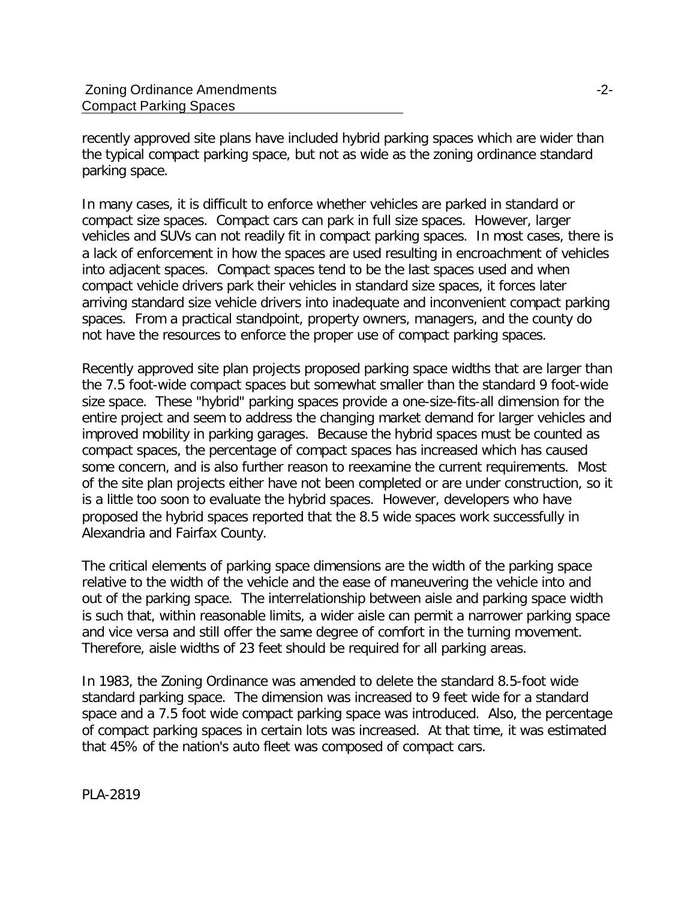recently approved site plans have included hybrid parking spaces which are wider than the typical compact parking space, but not as wide as the zoning ordinance standard parking space.

In many cases, it is difficult to enforce whether vehicles are parked in standard or compact size spaces. Compact cars can park in full size spaces. However, larger vehicles and SUVs can not readily fit in compact parking spaces. In most cases, there is a lack of enforcement in how the spaces are used resulting in encroachment of vehicles into adjacent spaces. Compact spaces tend to be the last spaces used and when compact vehicle drivers park their vehicles in standard size spaces, it forces later arriving standard size vehicle drivers into inadequate and inconvenient compact parking spaces. From a practical standpoint, property owners, managers, and the county do not have the resources to enforce the proper use of compact parking spaces.

Recently approved site plan projects proposed parking space widths that are larger than the 7.5 foot-wide compact spaces but somewhat smaller than the standard 9 foot-wide size space. These "hybrid" parking spaces provide a one-size-fits-all dimension for the entire project and seem to address the changing market demand for larger vehicles and improved mobility in parking garages. Because the hybrid spaces must be counted as compact spaces, the percentage of compact spaces has increased which has caused some concern, and is also further reason to reexamine the current requirements. Most of the site plan projects either have not been completed or are under construction, so it is a little too soon to evaluate the hybrid spaces. However, developers who have proposed the hybrid spaces reported that the 8.5 wide spaces work successfully in Alexandria and Fairfax County.

The critical elements of parking space dimensions are the width of the parking space relative to the width of the vehicle and the ease of maneuvering the vehicle into and out of the parking space. The interrelationship between aisle and parking space width is such that, within reasonable limits, a wider aisle can permit a narrower parking space and vice versa and still offer the same degree of comfort in the turning movement. Therefore, aisle widths of 23 feet should be required for all parking areas.

In 1983, the Zoning Ordinance was amended to delete the standard 8.5-foot wide standard parking space. The dimension was increased to 9 feet wide for a standard space and a 7.5 foot wide compact parking space was introduced. Also, the percentage of compact parking spaces in certain lots was increased. At that time, it was estimated that 45% of the nation's auto fleet was composed of compact cars.

PLA-2819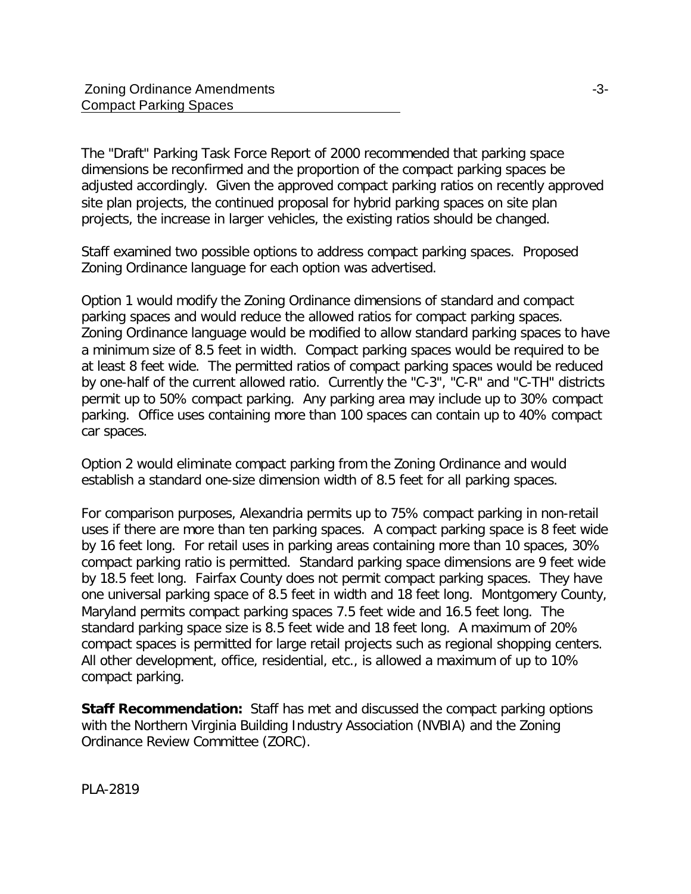The "Draft" Parking Task Force Report of 2000 recommended that parking space dimensions be reconfirmed and the proportion of the compact parking spaces be adjusted accordingly. Given the approved compact parking ratios on recently approved site plan projects, the continued proposal for hybrid parking spaces on site plan projects, the increase in larger vehicles, the existing ratios should be changed.

Staff examined two possible options to address compact parking spaces. Proposed Zoning Ordinance language for each option was advertised.

Option 1 would modify the Zoning Ordinance dimensions of standard and compact parking spaces and would reduce the allowed ratios for compact parking spaces. Zoning Ordinance language would be modified to allow standard parking spaces to have a minimum size of 8.5 feet in width. Compact parking spaces would be required to be at least 8 feet wide. The permitted ratios of compact parking spaces would be reduced by one-half of the current allowed ratio. Currently the "C-3", "C-R" and "C-TH" districts permit up to 50% compact parking. Any parking area may include up to 30% compact parking. Office uses containing more than 100 spaces can contain up to 40% compact car spaces.

Option 2 would eliminate compact parking from the Zoning Ordinance and would establish a standard one-size dimension width of 8.5 feet for all parking spaces.

For comparison purposes, Alexandria permits up to 75% compact parking in non-retail uses if there are more than ten parking spaces. A compact parking space is 8 feet wide by 16 feet long. For retail uses in parking areas containing more than 10 spaces, 30% compact parking ratio is permitted. Standard parking space dimensions are 9 feet wide by 18.5 feet long. Fairfax County does not permit compact parking spaces. They have one universal parking space of 8.5 feet in width and 18 feet long. Montgomery County, Maryland permits compact parking spaces 7.5 feet wide and 16.5 feet long. The standard parking space size is 8.5 feet wide and 18 feet long. A maximum of 20% compact spaces is permitted for large retail projects such as regional shopping centers. All other development, office, residential, etc., is allowed a maximum of up to 10% compact parking.

**Staff Recommendation:** Staff has met and discussed the compact parking options with the Northern Virginia Building Industry Association (NVBIA) and the Zoning Ordinance Review Committee (ZORC).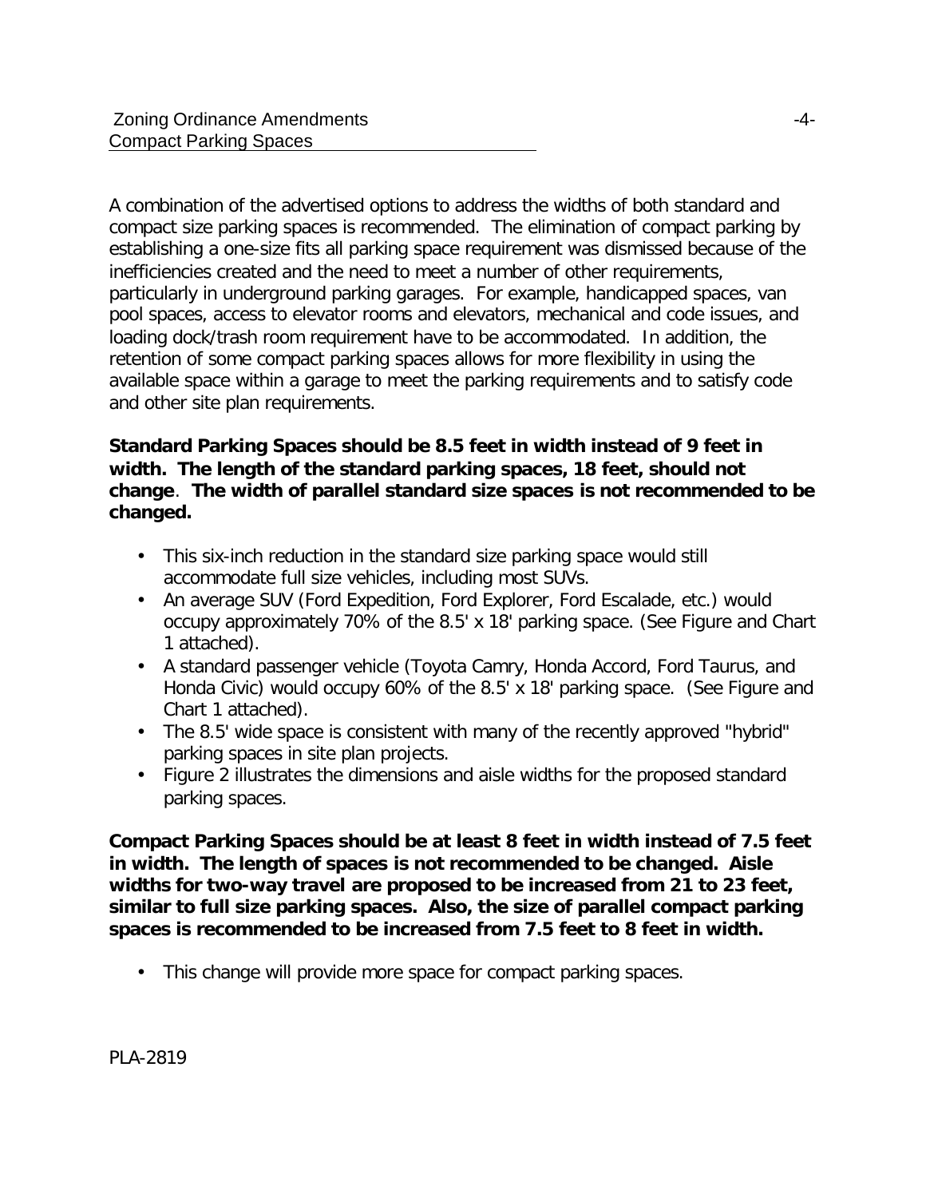A combination of the advertised options to address the widths of both standard and compact size parking spaces is recommended. The elimination of compact parking by establishing a one-size fits all parking space requirement was dismissed because of the inefficiencies created and the need to meet a number of other requirements, particularly in underground parking garages. For example, handicapped spaces, van pool spaces, access to elevator rooms and elevators, mechanical and code issues, and loading dock/trash room requirement have to be accommodated. In addition, the retention of some compact parking spaces allows for more flexibility in using the available space within a garage to meet the parking requirements and to satisfy code and other site plan requirements.

**Standard Parking Spaces should be 8.5 feet in width instead of 9 feet in width. The length of the standard parking spaces, 18 feet, should not change. The width of parallel standard size spaces is not recommended to be changed.**

- This six-inch reduction in the standard size parking space would still accommodate full size vehicles, including most SUVs.
- An average SUV (Ford Expedition, Ford Explorer, Ford Escalade, etc.) would occupy approximately 70% of the 8.5' x 18' parking space. (See Figure and Chart 1 attached).
- A standard passenger vehicle (Toyota Camry, Honda Accord, Ford Taurus, and Honda Civic) would occupy 60% of the 8.5' x 18' parking space. (See Figure and Chart 1 attached).
- The 8.5' wide space is consistent with many of the recently approved "hybrid" parking spaces in site plan projects.
- Figure 2 illustrates the dimensions and aisle widths for the proposed standard parking spaces.

**Compact Parking Spaces should be at least 8 feet in width instead of 7.5 feet in width. The length of spaces is not recommended to be changed. Aisle widths for two-way travel are proposed to be increased from 21 to 23 feet, similar to full size parking spaces. Also, the size of parallel compact parking spaces is recommended to be increased from 7.5 feet to 8 feet in width.**

- This change will provide more space for compact parking spaces.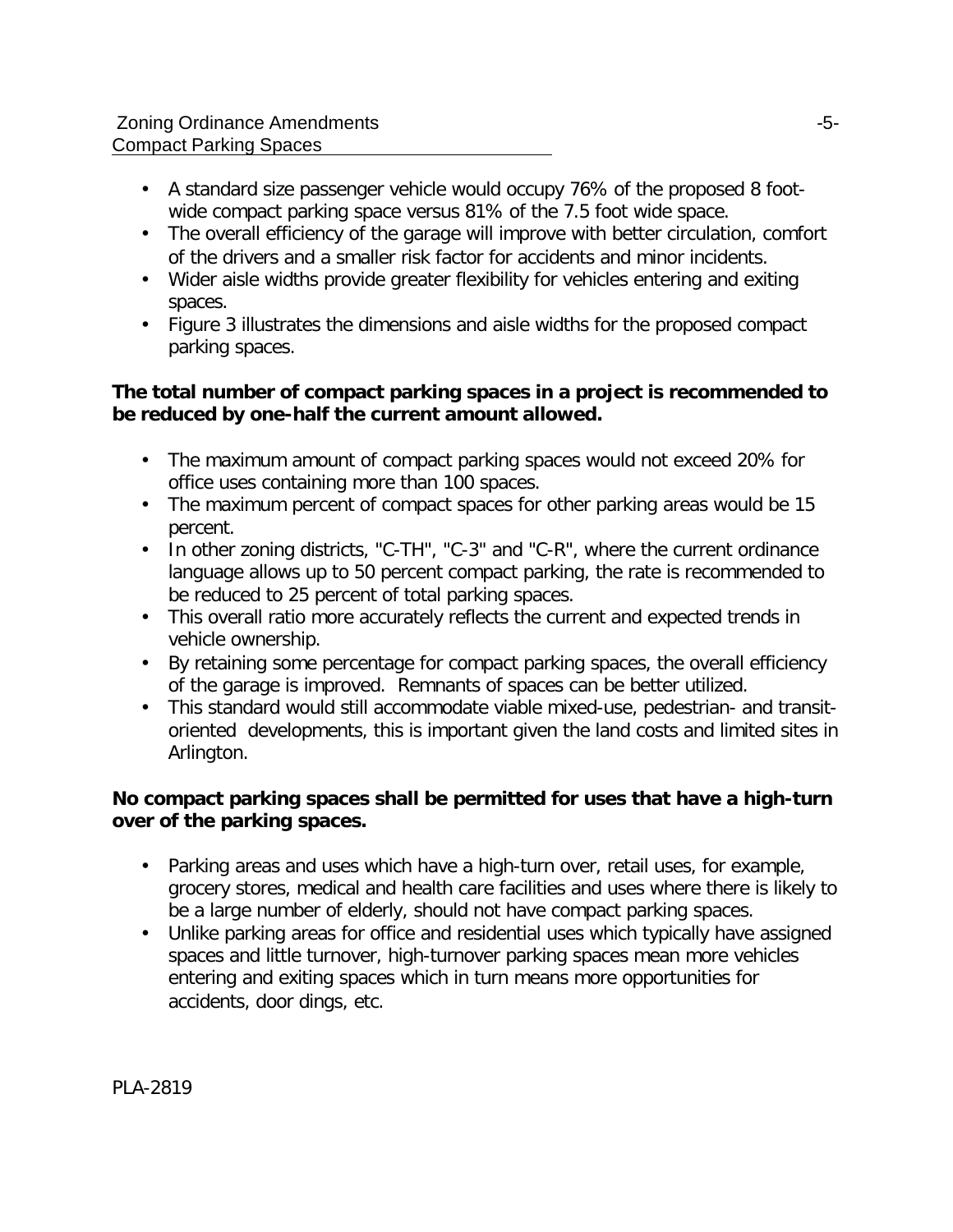- A standard size passenger vehicle would occupy 76% of the proposed 8 foot-wide compact parking space versus 81% of the 7.5 foot wide space.
- The overall efficiency of the garage will improve with better circulation, comfort of the drivers and a smaller risk factor for accidents and minor incidents.
- Wider aisle widths provide greater flexibility for vehicles entering and exiting spaces.
- Figure 3 illustrates the dimensions and aisle widths for the proposed compact parking spaces.

**The total number of compact parking spaces in a project is recommended to be reduced by one-half the current amount allowed.**

- The maximum amount of compact parking spaces would not exceed 20% for office uses containing more than 100 spaces.
- The maximum percent of compact spaces for other parking areas would be 15 percent.
- In other zoning districts, "C-TH", "C-3" and "C-R", where the current ordinance language allows up to 50 percent compact parking, the rate is recommended to be reduced to 25 percent of total parking spaces.
- This overall ratio more accurately reflects the current and expected trends in vehicle ownership.
- By retaining some percentage for compact parking spaces, the overall efficiency of the garage is improved. Remnants of spaces can be better utilized.
- This standard would still accommodate viable mixed-use, pedestrian- and transit-oriented developments, this is important given the land costs and limited sites in Arlington.

**No compact parking spaces shall be permitted for uses that have a high-turn over of the parking spaces.**

- Parking areas and uses which have a high-turn over, retail uses, for example, grocery stores, medical and health care facilities and uses where there is likely to be a large number of elderly, should not have compact parking spaces.
- Unlike parking areas for office and residential uses which typically have assigned spaces and little turnover, high-turnover parking spaces mean more vehicles entering and exiting spaces which in turn means more opportunities for accidents, door dings, etc.

PLA-2819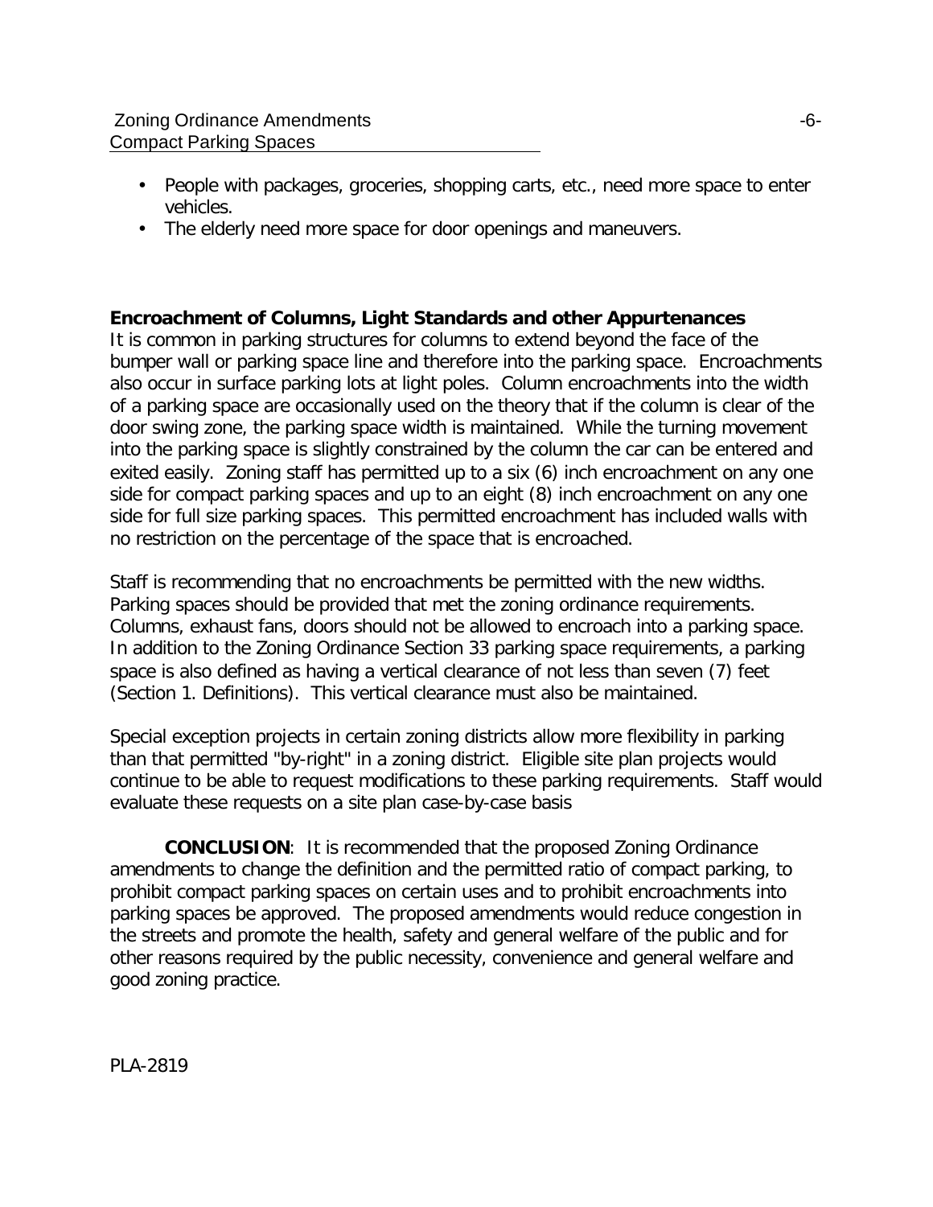- People with packages, groceries, shopping carts, etc., need more space to enter vehicles.
- The elderly need more space for door openings and maneuvers.

**Encroachment of Columns, Light Standards and other Appurtenances**

It is common in parking structures for columns to extend beyond the face of the bumper wall or parking space line and therefore into the parking space. Encroachments also occur in surface parking lots at light poles. Column encroachments into the width of a parking space are occasionally used on the theory that if the column is clear of the door swing zone, the parking space width is maintained. While the turning movement into the parking space is slightly constrained by the column the car can be entered and exited easily. Zoning staff has permitted up to a six (6) inch encroachment on any one side for compact parking spaces and up to an eight (8) inch encroachment on any one side for full size parking spaces. This permitted encroachment has included walls with no restriction on the percentage of the space that is encroached.

Staff is recommending that no encroachments be permitted with the new widths. Parking spaces should be provided that met the zoning ordinance requirements. Columns, exhaust fans, doors should not be allowed to encroach into a parking space. In addition to the Zoning Ordinance Section 33 parking space requirements, a parking space is also defined as having a vertical clearance of not less than seven (7) feet (Section 1. Definitions). This vertical clearance must also be maintained.

Special exception projects in certain zoning districts allow more flexibility in parking than that permitted "by-right" in a zoning district. Eligible site plan projects would continue to be able to request modifications to these parking requirements. Staff would evaluate these requests on a site plan case-by-case basis

**CONCLUSION**: It is recommended that the proposed Zoning Ordinance amendments to change the definition and the permitted ratio of compact parking, to prohibit compact parking spaces on certain uses and to prohibit encroachments into parking spaces be approved. The proposed amendments would reduce congestion in the streets and promote the health, safety and general welfare of the public and for other reasons required by the public necessity, convenience and general welfare and good zoning practice.

PLA-2819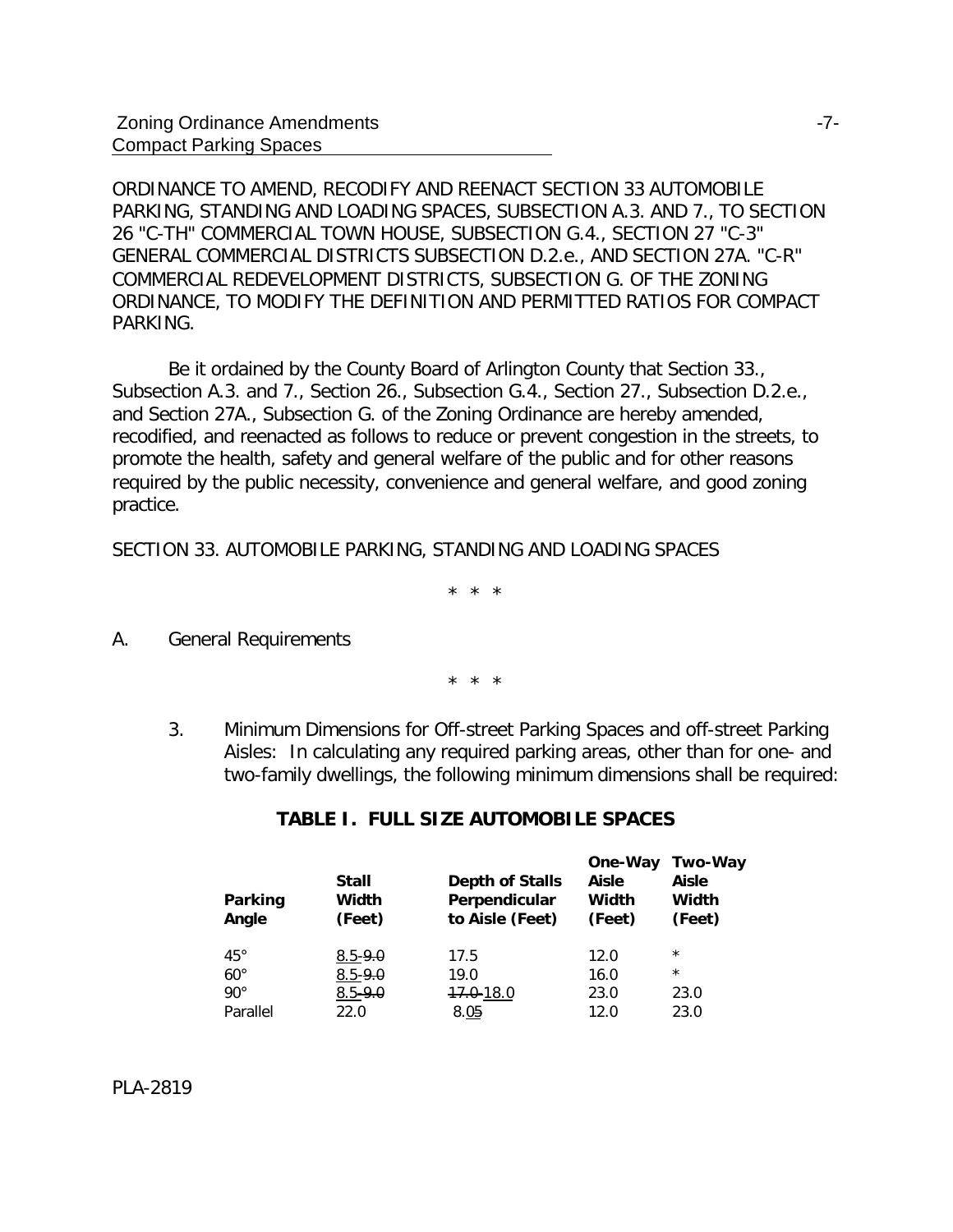ORDINANCE TO AMEND, RECODIFY AND REENACT SECTION 33 AUTOMOBILE PARKING, STANDING AND LOADING SPACES, SUBSECTION A.3. AND 7., TO SECTION 26 "C-TH" COMMERCIAL TOWN HOUSE, SUBSECTION G.4., SECTION 27 "C-3" GENERAL COMMERCIAL DISTRICTS SUBSECTION D.2.e., AND SECTION 27A. "C-R" COMMERCIAL REDEVELOPMENT DISTRICTS, SUBSECTION G. OF THE ZONING ORDINANCE, TO MODIFY THE DEFINITION AND PERMITTED RATIOS FOR COMPACT PARKING.

Be it ordained by the County Board of Arlington County that Section 33., Subsection A.3. and 7., Section 26., Subsection G.4., Section 27., Subsection D.2.e., and Section 27A., Subsection G. of the Zoning Ordinance are hereby amended, recodified, and reenacted as follows to reduce or prevent congestion in the streets, to promote the health, safety and general welfare of the public and for other reasons required by the public necessity, convenience and general welfare, and good zoning practice.

SECTION 33. AUTOMOBILE PARKING, STANDING AND LOADING SPACES

\* \* \*

A. General Requirements

\* \* \*

3. Minimum Dimensions for Off-street Parking Spaces and off-street Parking Aisles: In calculating any required parking areas, other than for one- and two-family dwellings, the following minimum dimensions shall be required:

**TABLE I. FULL SIZE AUTOMOBILE SPACES**

| Parking Angle | Stall Width (Feet) | Depth of Stalls Perpendicular to Aisle (Feet) | One-Way Aisle Width (Feet) | Two-Way Aisle Width (Feet) |
|---|---|---|---|---|
| 45° | <u>8.5</u>-~~9.0~~ | 17.5 | 12.0 | * |
| 60° | <u>8.5</u>-~~9.0~~ | 19.0 | 16.0 | * |
| 90° | <u>8.5</u>-~~9.0~~ | ~~17.0~~-<u>18.0</u> | 23.0 | 23.0 |
| Parallel | 22.0 | 8.<u>0</u>~~5~~ | 12.0 | 23.0 |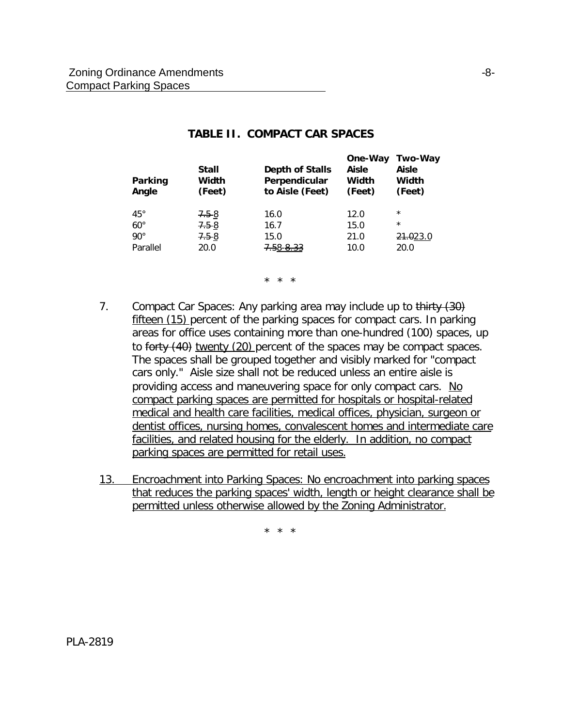## TABLE II. COMPACT CAR SPACES

| Parking Angle | Stall Width (Feet) | Depth of Stalls Perpendicular to Aisle (Feet) | One-Way Aisle Width (Feet) | Two-Way Aisle Width (Feet) |
|---|---|---|---|---|
| 45° | ~~7.5~~ <u>8</u> | 16.0 | 12.0 | * |
| 60° | ~~7.5~~ <u>8</u> | 16.7 | 15.0 | * |
| 90° | ~~7.5~~ <u>8</u> | 15.0 | 21.0 | ~~21.0~~<u>23.0</u> |
| Parallel | 20.0 | ~~7.58~~ <u>8.33</u> | 10.0 | 20.0 |

\* \* \*

7. Compact Car Spaces: Any parking area may include up to ~~thirty (30)~~ <u>fifteen (15)</u> percent of the parking spaces for compact cars. In parking areas for office uses containing more than one-hundred (100) spaces, up to ~~forty (40)~~ <u>twenty (20)</u> percent of the spaces may be compact spaces. The spaces shall be grouped together and visibly marked for "compact cars only." Aisle size shall not be reduced unless an entire aisle is providing access and maneuvering space for only compact cars. <u>No compact parking spaces are permitted for hospitals or hospital-related medical and health care facilities, medical offices, physician, surgeon or dentist offices, nursing homes, convalescent homes and intermediate care facilities, and related housing for the elderly. In addition, no compact parking spaces are permitted for retail uses.</u>

<u>13. Encroachment into Parking Spaces: No encroachment into parking spaces that reduces the parking spaces' width, length or height clearance shall be permitted unless otherwise allowed by the Zoning Administrator.</u>

\* \* \*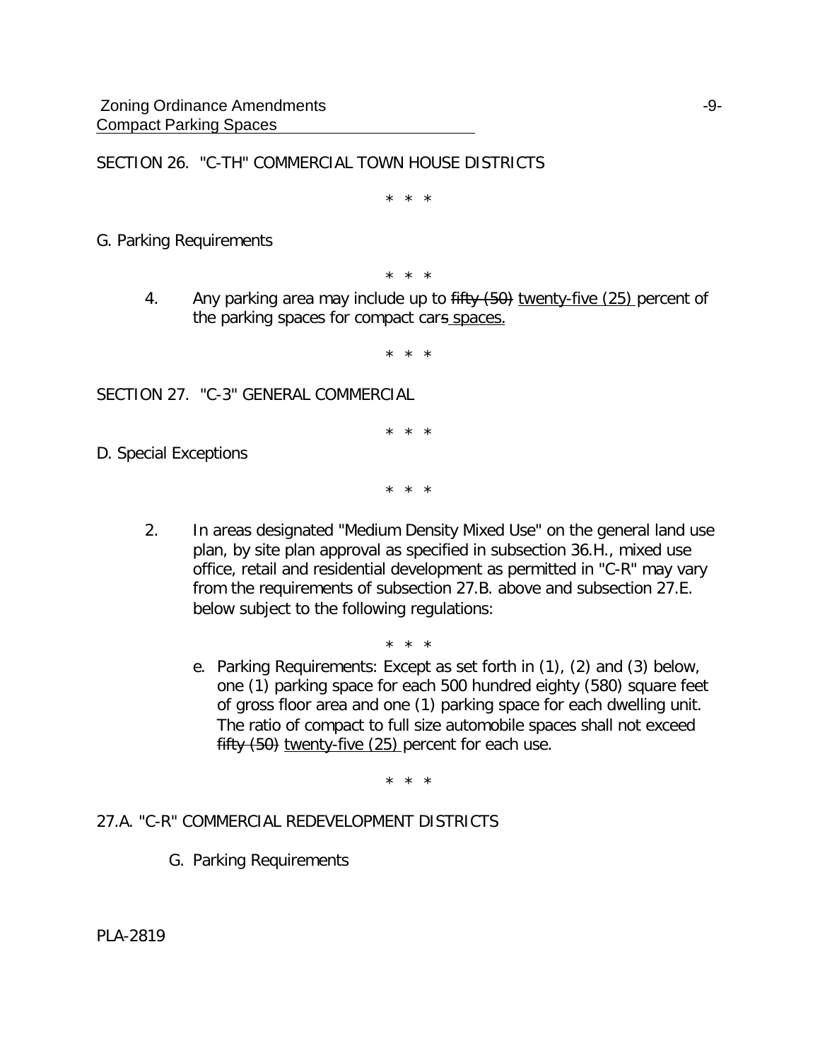SECTION 26. "C-TH" COMMERCIAL TOWN HOUSE DISTRICTS

\* \* \*

G. Parking Requirements

\* \* \*

4. Any parking area may include up to ~~fifty (50)~~ <u>twenty-five (25)</u> percent of the parking spaces for compact ~~cars~~ <u>spaces.</u>

\* \* \*

SECTION 27. "C-3" GENERAL COMMERCIAL

\* \* \*

D. Special Exceptions

\* \* \*

2. In areas designated "Medium Density Mixed Use" on the general land use plan, by site plan approval as specified in subsection 36.H., mixed use office, retail and residential development as permitted in "C-R" may vary from the requirements of subsection 27.B. above and subsection 27.E. below subject to the following regulations:

   \* \* \*

   e. Parking Requirements: Except as set forth in (1), (2) and (3) below, one (1) parking space for each 500 hundred eighty (580) square feet of gross floor area and one (1) parking space for each dwelling unit. The ratio of compact to full size automobile spaces shall not exceed ~~fifty (50)~~ <u>twenty-five (25)</u> percent for each use.

\* \* \*

27.A. "C-R" COMMERCIAL REDEVELOPMENT DISTRICTS

G. Parking Requirements

PLA-2819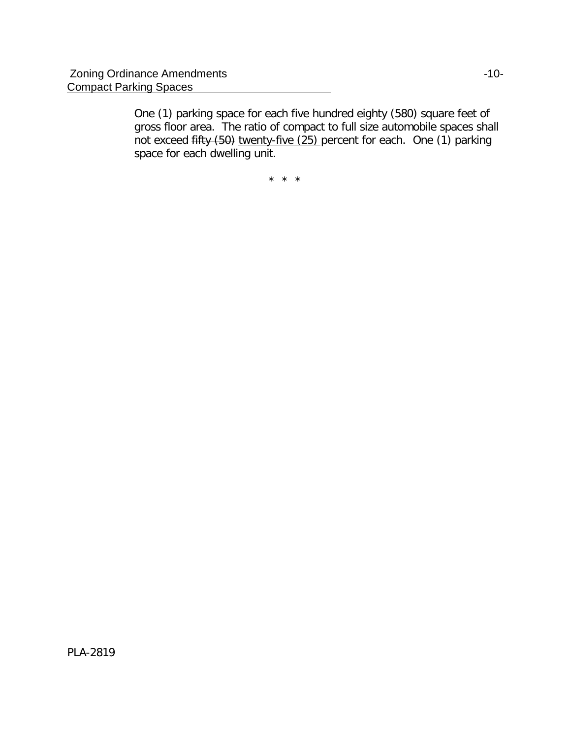One (1) parking space for each five hundred eighty (580) square feet of gross floor area. The ratio of compact to full size automobile spaces shall not exceed ~~fifty (50)~~ <u>twenty-five (25)</u> percent for each. One (1) parking space for each dwelling unit.

\* \* \*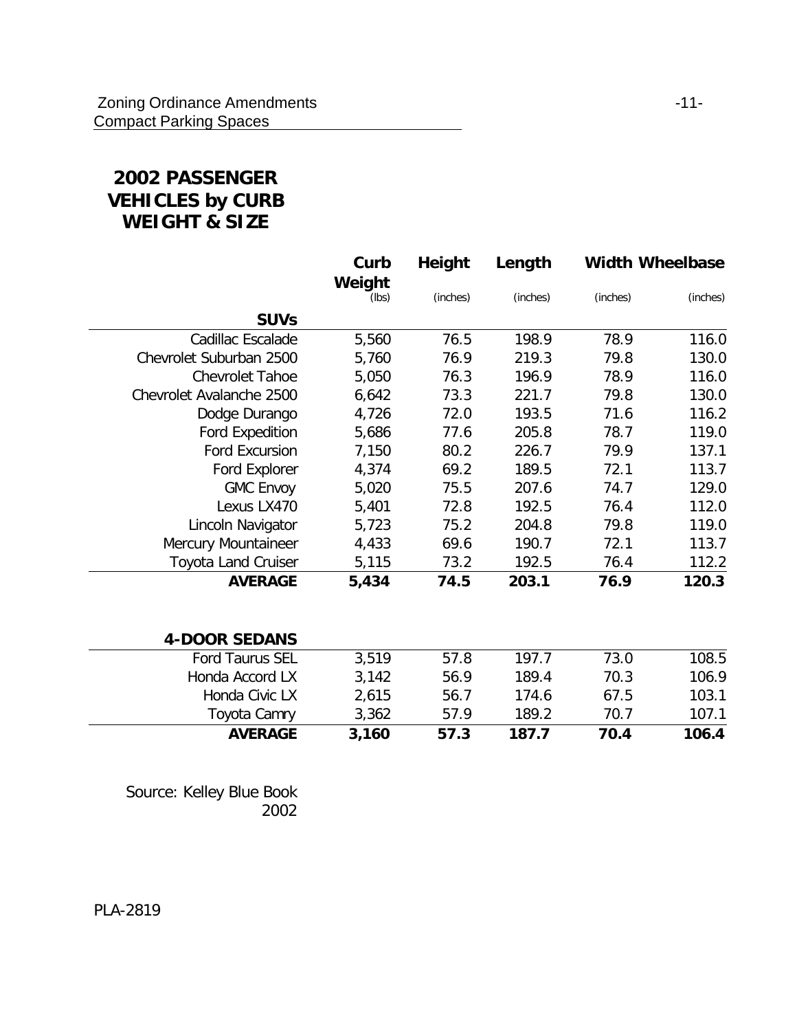## 2002 PASSENGER VEHICLES by CURB WEIGHT & SIZE

| | Curb Weight (lbs) | Height (inches) | Length (inches) | Width (inches) | Wheelbase (inches) |
|---|---|---|---|---|---|
| **SUVs** | | | | | |
| Cadillac Escalade | 5,560 | 76.5 | 198.9 | 78.9 | 116.0 |
| Chevrolet Suburban 2500 | 5,760 | 76.9 | 219.3 | 79.8 | 130.0 |
| Chevrolet Tahoe | 5,050 | 76.3 | 196.9 | 78.9 | 116.0 |
| Chevrolet Avalanche 2500 | 6,642 | 73.3 | 221.7 | 79.8 | 130.0 |
| Dodge Durango | 4,726 | 72.0 | 193.5 | 71.6 | 116.2 |
| Ford Expedition | 5,686 | 77.6 | 205.8 | 78.7 | 119.0 |
| Ford Excursion | 7,150 | 80.2 | 226.7 | 79.9 | 137.1 |
| Ford Explorer | 4,374 | 69.2 | 189.5 | 72.1 | 113.7 |
| GMC Envoy | 5,020 | 75.5 | 207.6 | 74.7 | 129.0 |
| Lexus LX470 | 5,401 | 72.8 | 192.5 | 76.4 | 112.0 |
| Lincoln Navigator | 5,723 | 75.2 | 204.8 | 79.8 | 119.0 |
| Mercury Mountaineer | 4,433 | 69.6 | 190.7 | 72.1 | 113.7 |
| Toyota Land Cruiser | 5,115 | 73.2 | 192.5 | 76.4 | 112.2 |
| **AVERAGE** | **5,434** | **74.5** | **203.1** | **76.9** | **120.3** |
| **4-DOOR SEDANS** | | | | | |
| Ford Taurus SEL | 3,519 | 57.8 | 197.7 | 73.0 | 108.5 |
| Honda Accord LX | 3,142 | 56.9 | 189.4 | 70.3 | 106.9 |
| Honda Civic LX | 2,615 | 56.7 | 174.6 | 67.5 | 103.1 |
| Toyota Camry | 3,362 | 57.9 | 189.2 | 70.7 | 107.1 |
| **AVERAGE** | **3,160** | **57.3** | **187.7** | **70.4** | **106.4** |

Source: Kelley Blue Book 2002

PLA-2819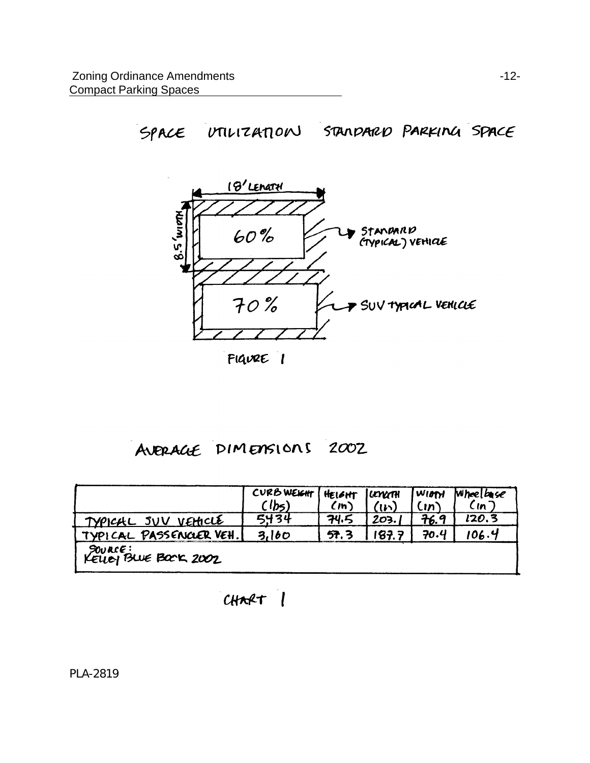SPACE UTILIZATION STANDARD PARKING SPACE

18' LENGTH

8.5' WIDTH

60%

STANDARD (TYPICAL) VEHICLE

70%

SUV TYPICAL VEHICLE

FIGURE 1

AVERAGE DIMENSIONS 2002

| | CURB WEIGHT (lbs) | HEIGHT (in) | LENGTH (in) | WIDTH (in) | Wheelbase (in) |
|---|---|---|---|---|---|
| TYPICAL SUV VEHICLE | 5,434 | 74.5 | 203.1 | 76.9 | 120.3 |
| TYPICAL PASSENGER VEH. | 3,160 | 57.3 | 187.7 | 70.4 | 106.4 |
| SOURCE: KELLEY BLUE BOOK 2002 | | | | | |

CHART 1

PLA-2819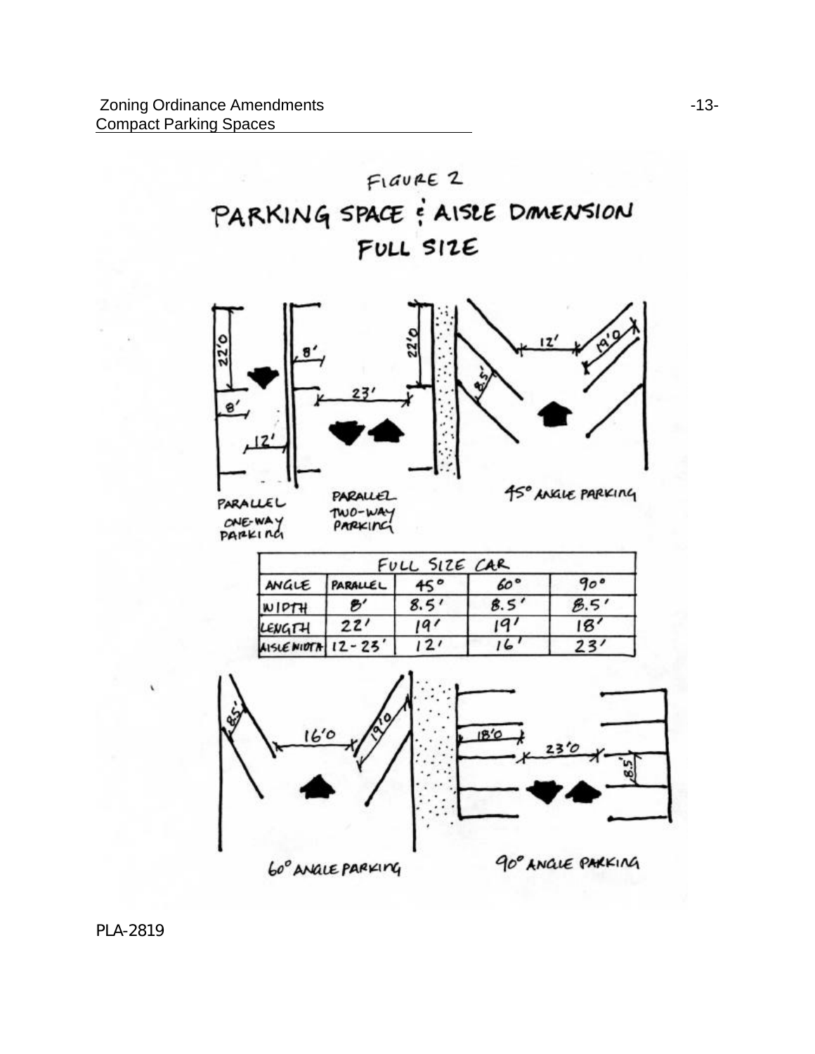Compact Parking Spaces

FIGURE 2

PARKING SPACE & AISLE DIMENSION

FULL SIZE

22'0

8'

8'

12'

23'

22'0

8.5'

12'

19'0

PARALLEL ONE-WAY PARKING

PARALLEL TWO-WAY PARKING

45° ANGLE PARKING

| FULL SIZE CAR | | | | |
|---|---|---|---|---|
| ANGLE | PARALLEL | 45° | 60° | 90° |
| WIDTH | 8' | 8.5' | 8.5' | 8.5' |
| LENGTH | 22' | 19' | 19' | 18' |
| AISLE WIDTH | 12 - 23' | 12' | 16' | 23' |

8.5'

16'0

19'0

18'0

23'0

8.5'

60° ANGLE PARKING

90° ANGLE PARKING

PLA-2819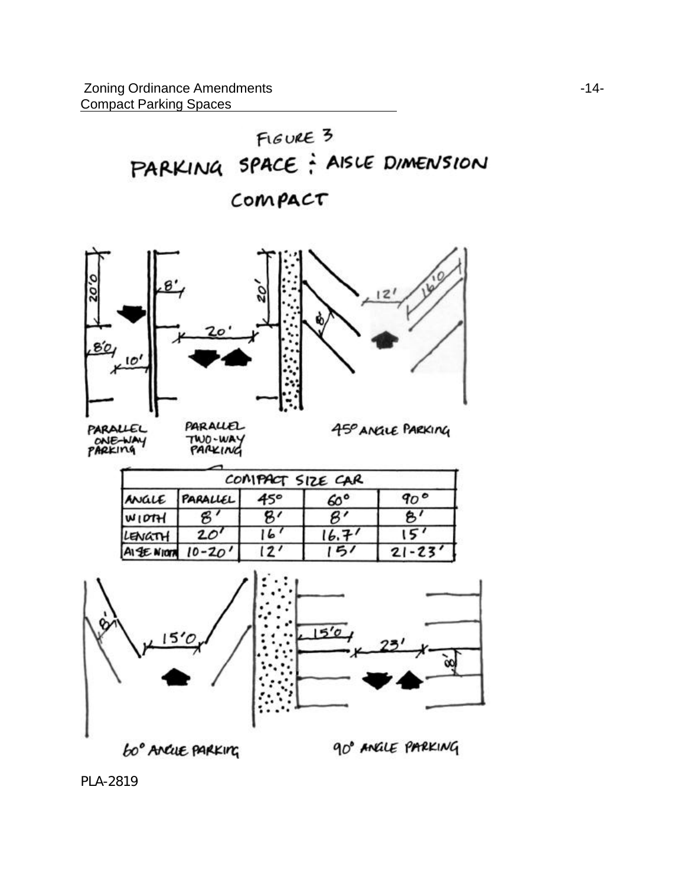# FIGURE 3

## PARKING SPACE & AISLE DIMENSION

## COMPACT

20'0

8'

8'0

10'

20'

20'

8'

12'

16'0

PARALLEL ONE-WAY PARKING

PARALLEL TWO-WAY PARKING

45° ANGLE PARKING

| COMPACT SIZE CAR | | | | |
|---|---|---|---|---|
| ANGLE | PARALLEL | 45° | 60° | 90° |
| WIDTH | 8' | 8' | 8' | 8' |
| LENGTH | 20' | 16' | 16.7' | 15' |
| AISLE WIDTH | 10-20' | 12' | 15' | 21-23' |

8'

15'0

15'0

23'

8'

60° ANGLE PARKING

90° ANGLE PARKING

PLA-2819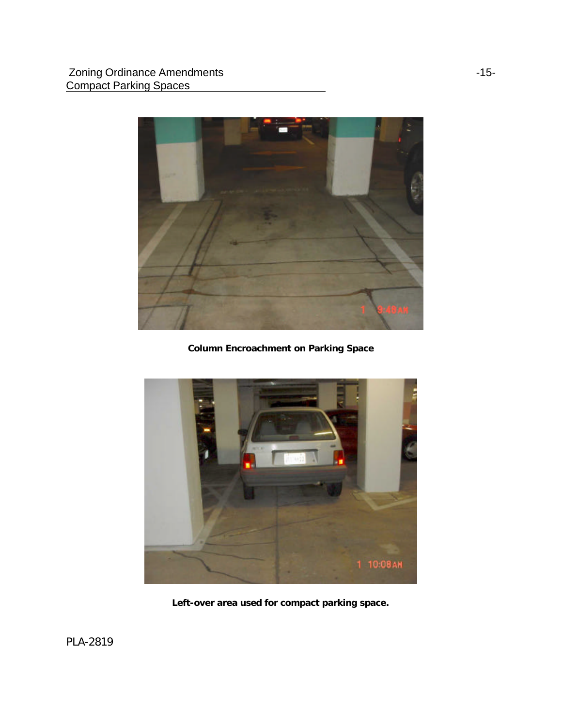**Column Encroachment on Parking Space**

**Left-over area used for compact parking space.**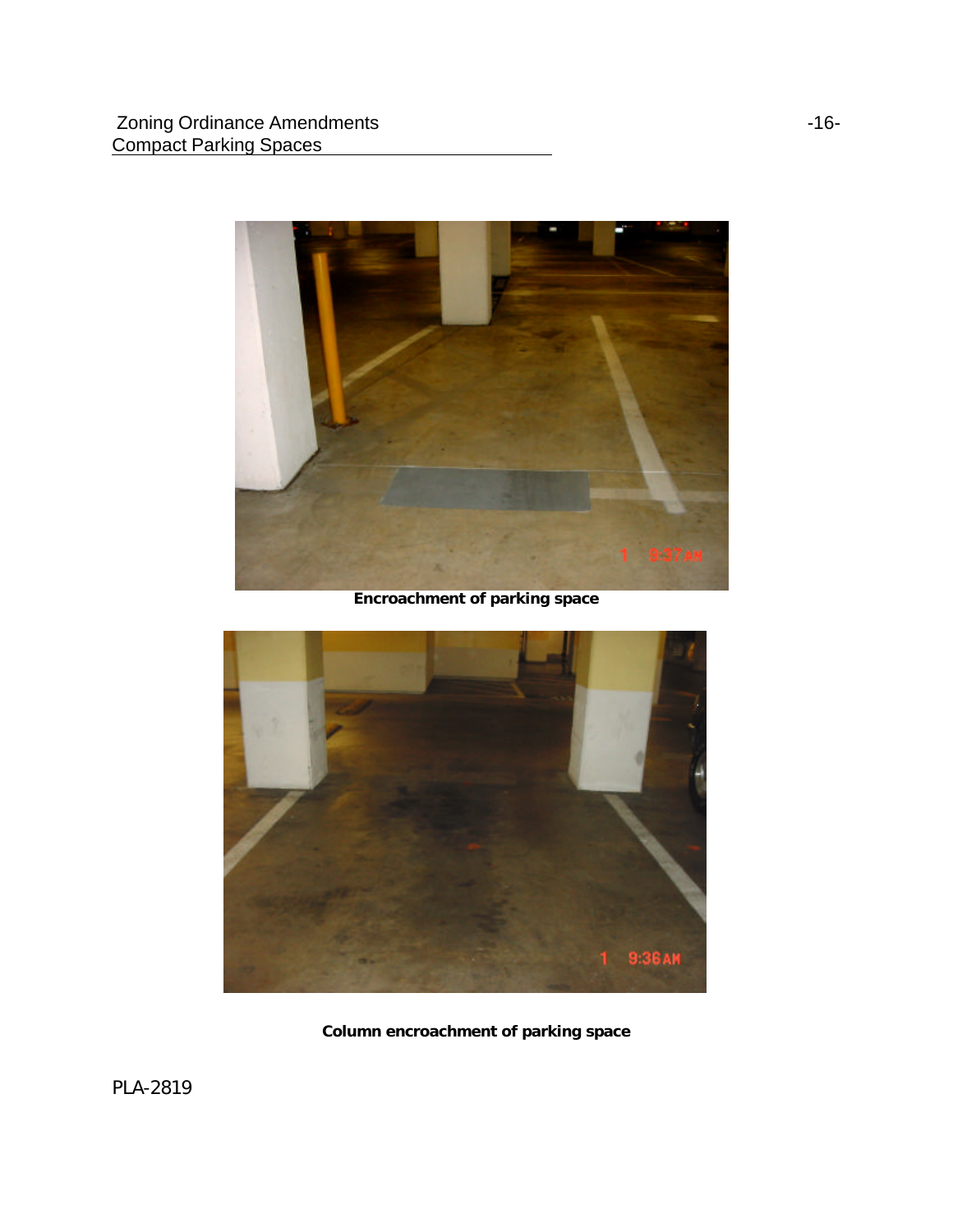Encroachment of parking space

Column encroachment of parking space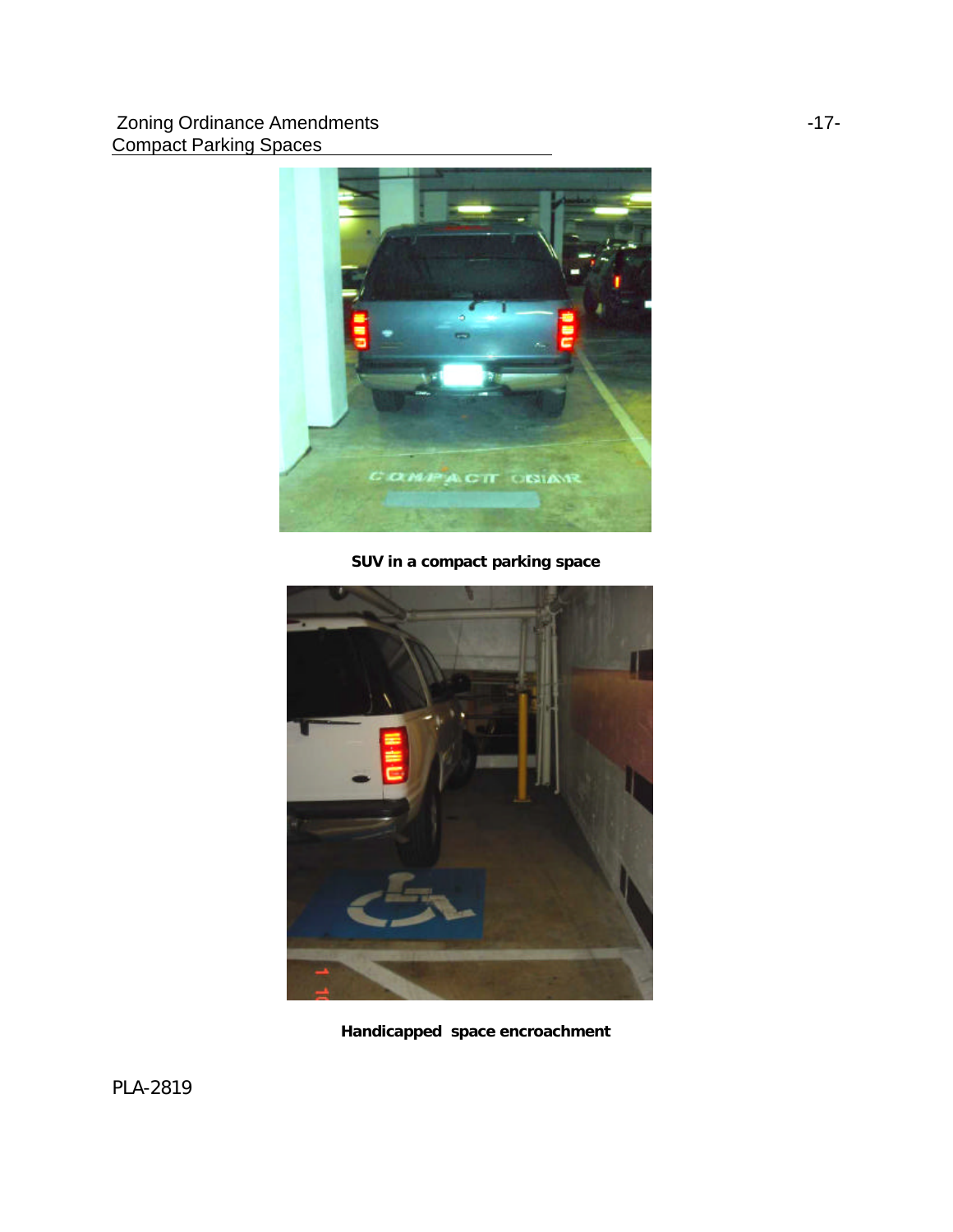SUV in a compact parking space

Handicapped space encroachment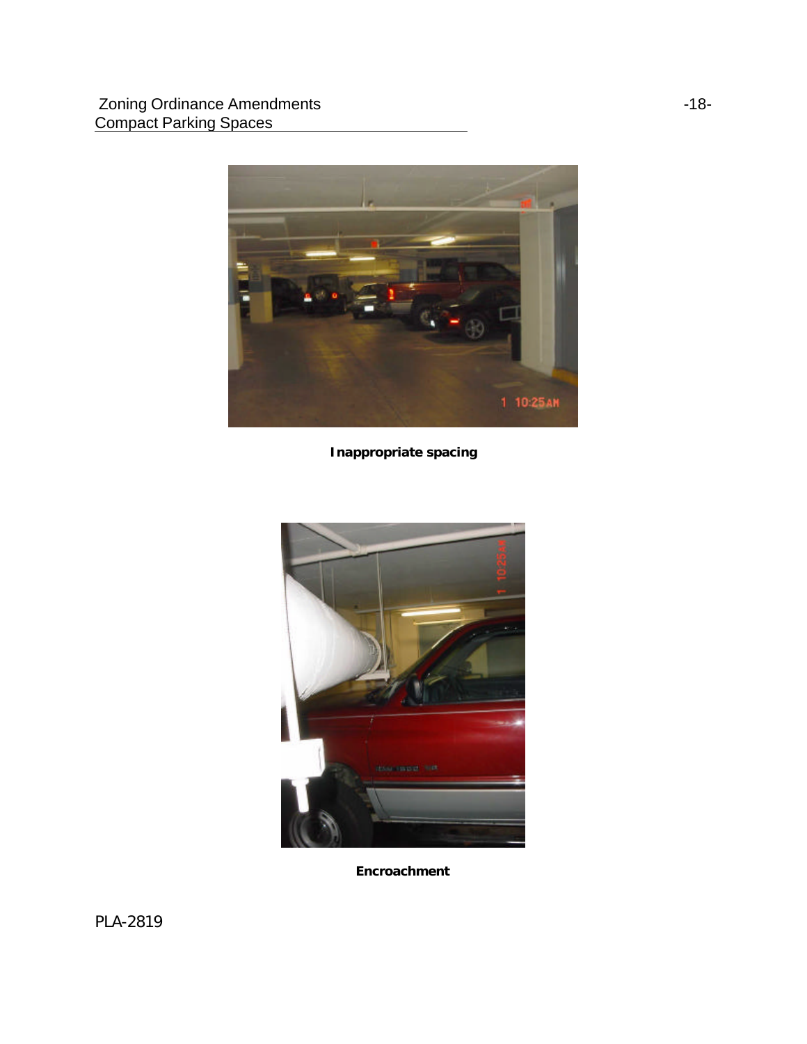Inappropriate spacing

Encroachment